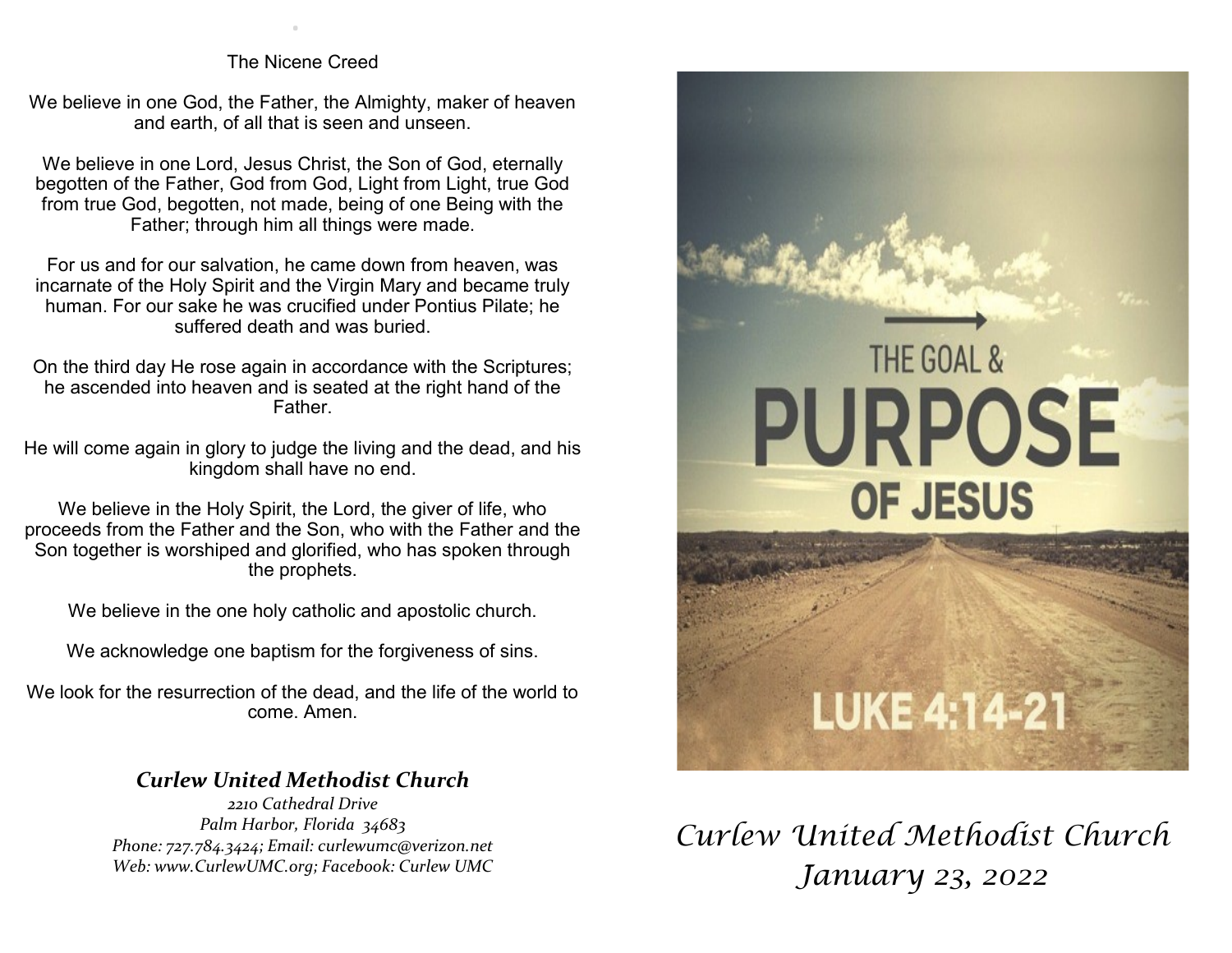## The Nicene Creed

We believe in one God, the Father, the Almighty, maker of heaven and earth, of all that is seen and unseen.

We believe in one Lord, Jesus Christ, the Son of God, eternally begotten of the Father, God from God, Light from Light, true God from true God, begotten, not made, being of one Being with the Father; through him all things were made.

For us and for our salvation, he came down from heaven, was incarnate of the Holy Spirit and the Virgin Mary and became truly human. For our sake he was crucified under Pontius Pilate; he suffered death and was buried.

On the third day He rose again in accordance with the Scriptures; he ascended into heaven and is seated at the right hand of the Father.

He will come again in glory to judge the living and the dead, and his kingdom shall have no end.

We believe in the Holy Spirit, the Lord, the giver of life, who proceeds from the Father and the Son, who with the Father and the Son together is worshiped and glorified, who has spoken through the prophets.

We believe in the one holy catholic and apostolic church.

We acknowledge one baptism for the forgiveness of sins.

We look for the resurrection of the dead, and the life of the world to come. Amen.

***Curlew United Methodist Church***

*2210 Cathedral Drive*
*Palm Harbor, Florida 34683*
*Phone: 727.784.3424; Email: curlewumc@verizon.net*
*Web: www.CurlewUMC.org; Facebook: Curlew UMC*

THE GOAL & PURPOSE OF JESUS

LUKE 4:14-21

*Curlew United Methodist Church*
*January 23, 2022*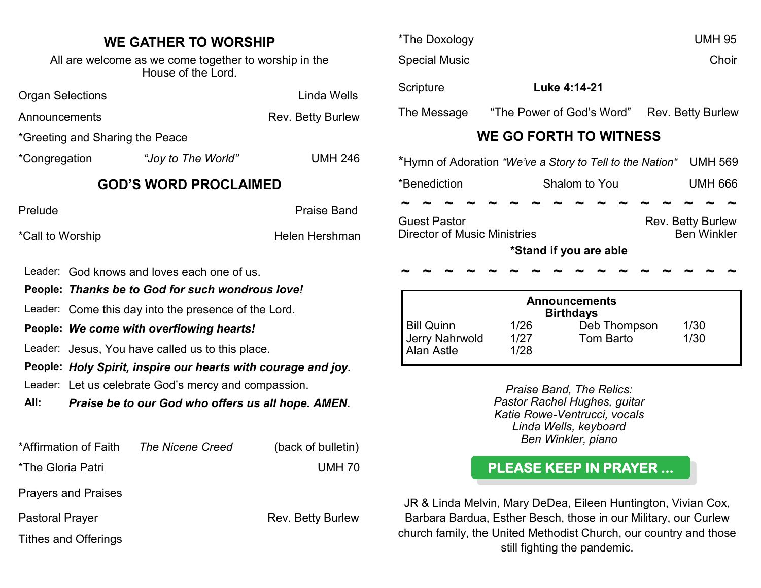## WE GATHER TO WORSHIP

All are welcome as we come together to worship in the House of the Lord.

Organ Selections — Linda Wells

Announcements — Rev. Betty Burlew

*Greeting and Sharing the Peace

*Congregation *"Joy to The World"* UMH 246

## GOD'S WORD PROCLAIMED

Prelude — Praise Band

*Call to Worship — Helen Hershman

Leader: God knows and loves each one of us.

**People:** ***Thanks be to God for such wondrous love!***

Leader: Come this day into the presence of the Lord.

**People:** ***We come with overflowing hearts!***

Leader: Jesus, You have called us to this place.

**People:** ***Holy Spirit, inspire our hearts with courage and joy.***

Leader: Let us celebrate God's mercy and compassion.

**All:** ***Praise be to our God who offers us all hope. AMEN.***

*Affirmation of Faith *The Nicene Creed* (back of bulletin)

*The Gloria Patri — UMH 70

Prayers and Praises

Pastoral Prayer — Rev. Betty Burlew

Tithes and Offerings

*The Doxology — UMH 95

Special Music — Choir

Scripture **Luke 4:14-21**

The Message "The Power of God's Word" Rev. Betty Burlew

## WE GO FORTH TO WITNESS

*Hymn of Adoration *"We've a Story to Tell to the Nation"* UMH 569

*Benediction Shalom to You UMH 666

~ ~ ~ ~ ~ ~ ~ ~ ~ ~ ~ ~ ~ ~ ~ ~

Guest Pastor — Rev. Betty Burlew

Director of Music Ministries — Ben Winkler

**\*Stand if you are able**

~ ~ ~ ~ ~ ~ ~ ~ ~ ~ ~ ~ ~ ~ ~ ~

**Announcements**

**Birthdays**

| | | | |
|---|---|---|---|
| Bill Quinn | 1/26 | Deb Thompson | 1/30 |
| Jerry Nahrwold | 1/27 | Tom Barto | 1/30 |
| Alan Astle | 1/28 | | |

*Praise Band, The Relics:*
*Pastor Rachel Hughes, guitar*
*Katie Rowe-Ventrucci, vocals*
*Linda Wells, keyboard*
*Ben Winkler, piano*

**PLEASE KEEP IN PRAYER ...**

JR & Linda Melvin, Mary DeDea, Eileen Huntington, Vivian Cox, Barbara Bardua, Esther Besch, those in our Military, our Curlew church family, the United Methodist Church, our country and those still fighting the pandemic.